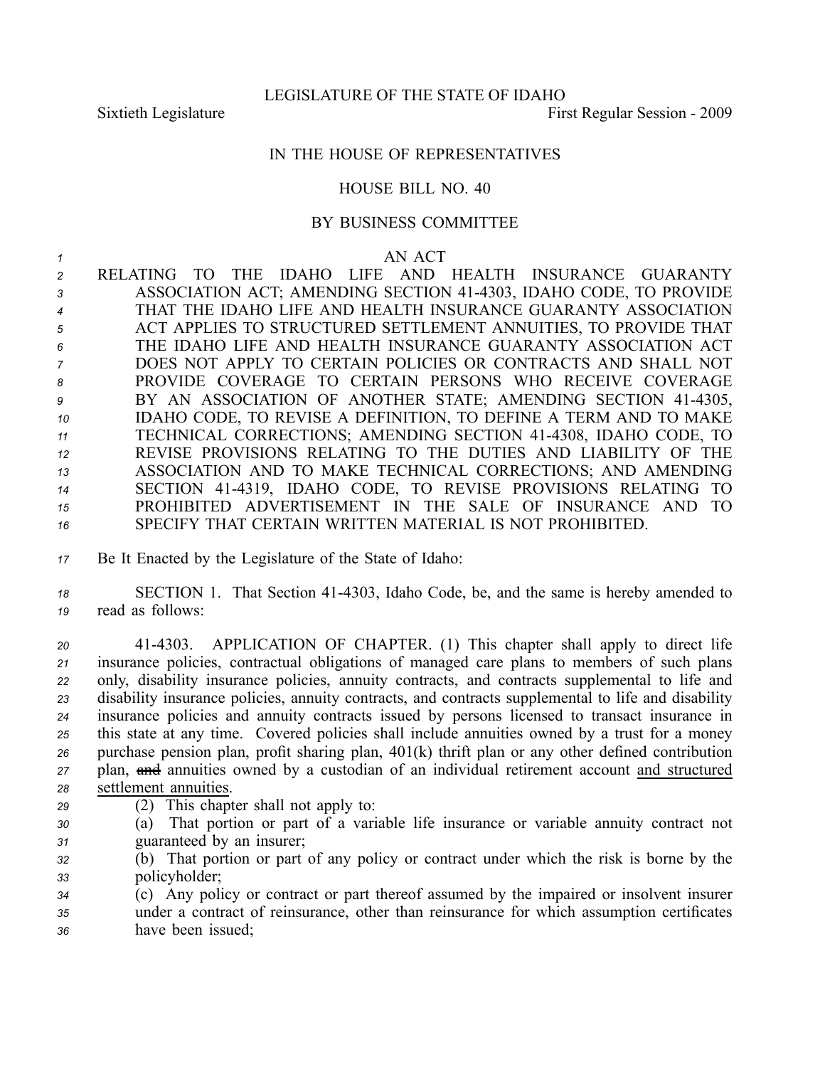LEGISLATURE OF THE STATE OF IDAHO

Sixtieth Legislature First Regular Session - 2009

IN THE HOUSE OF REPRESENTATIVES

HOUSE BILL NO. 40

BY BUSINESS COMMITTEE

AN ACT

RELATING TO THE IDAHO LIFE AND HEALTH INSURANCE GUARANTY ASSOCIATION ACT; AMENDING SECTION 41-4303, IDAHO CODE, TO PROVIDE THAT THE IDAHO LIFE AND HEALTH INSURANCE GUARANTY ASSOCIATION ACT APPLIES TO STRUCTURED SETTLEMENT ANNUITIES, TO PROVIDE THAT THE IDAHO LIFE AND HEALTH INSURANCE GUARANTY ASSOCIATION ACT DOES NOT APPLY TO CERTAIN POLICIES OR CONTRACTS AND SHALL NOT PROVIDE COVERAGE TO CERTAIN PERSONS WHO RECEIVE COVERAGE BY AN ASSOCIATION OF ANOTHER STATE; AMENDING SECTION 41-4305, IDAHO CODE, TO REVISE A DEFINITION, TO DEFINE A TERM AND TO MAKE TECHNICAL CORRECTIONS; AMENDING SECTION 41-4308, IDAHO CODE, TO REVISE PROVISIONS RELATING TO THE DUTIES AND LIABILITY OF THE ASSOCIATION AND TO MAKE TECHNICAL CORRECTIONS; AND AMENDING SECTION 41-4319, IDAHO CODE, TO REVISE PROVISIONS RELATING TO PROHIBITED ADVERTISEMENT IN THE SALE OF INSURANCE AND TO SPECIFY THAT CERTAIN WRITTEN MATERIAL IS NOT PROHIBITED.

Be It Enacted by the Legislature of the State of Idaho:

SECTION 1. That Section 41-4303, Idaho Code, be, and the same is hereby amended to read as follows:

41-4303. APPLICATION OF CHAPTER. (1) This chapter shall apply to direct life insurance policies, contractual obligations of managed care plans to members of such plans only, disability insurance policies, annuity contracts, and contracts supplemental to life and disability insurance policies, annuity contracts, and contracts supplemental to life and disability insurance policies and annuity contracts issued by persons licensed to transact insurance in this state at any time. Covered policies shall include annuities owned by a trust for a money purchase pension plan, profit sharing plan, 401(k) thrift plan or any other defined contribution plan, ~~and~~ annuities owned by a custodian of an individual retirement account <u>and structured settlement annuities</u>.

(2) This chapter shall not apply to:

(a) That portion or part of a variable life insurance or variable annuity contract not guaranteed by an insurer;

(b) That portion or part of any policy or contract under which the risk is borne by the policyholder;

(c) Any policy or contract or part thereof assumed by the impaired or insolvent insurer under a contract of reinsurance, other than reinsurance for which assumption certificates have been issued;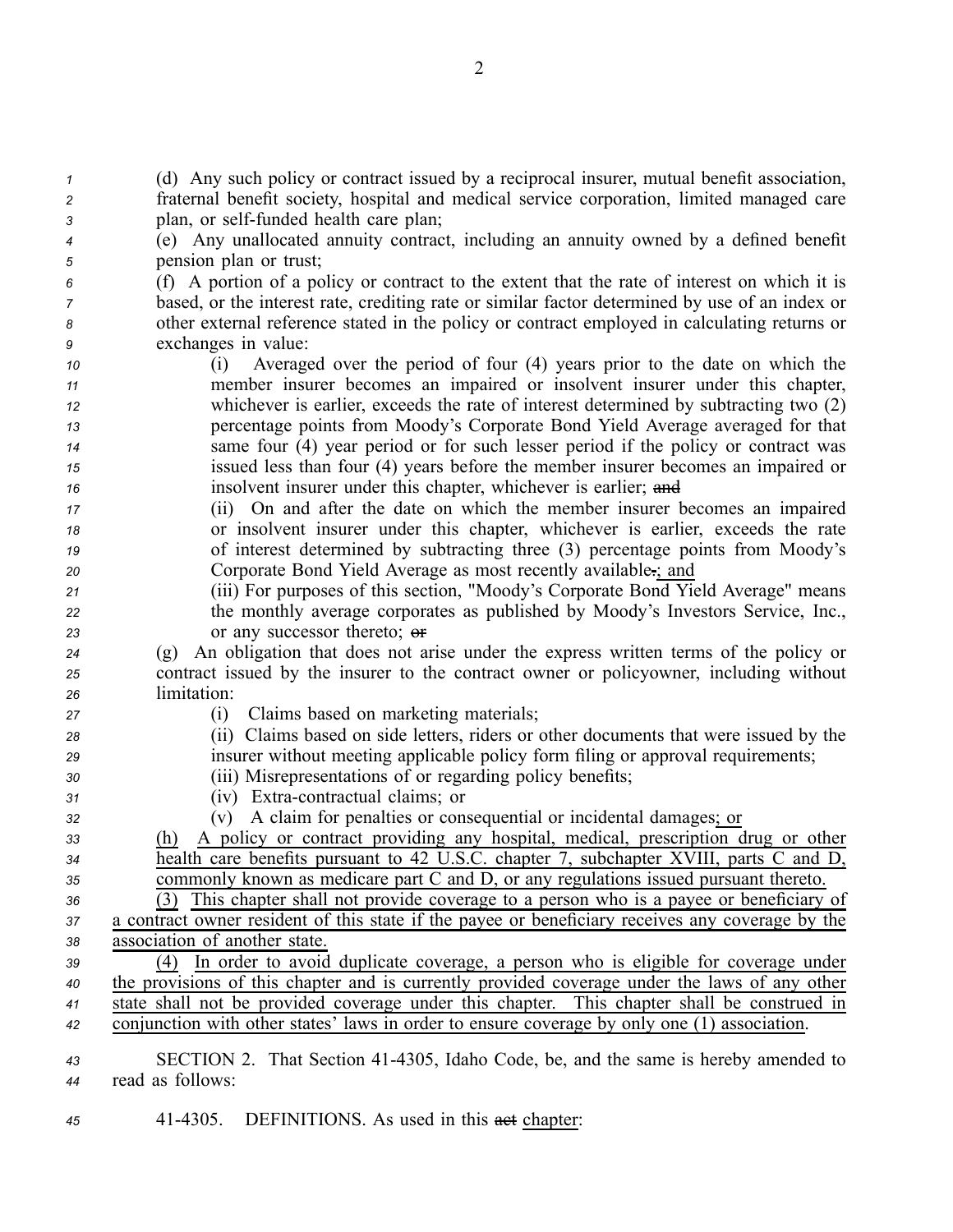(d) Any such policy or contract issued by a reciprocal insurer, mutual benefit association, fraternal benefit society, hospital and medical service corporation, limited managed care plan, or self-funded health care plan;

(e) Any unallocated annuity contract, including an annuity owned by a defined benefit pension plan or trust;

(f) A portion of a policy or contract to the extent that the rate of interest on which it is based, or the interest rate, crediting rate or similar factor determined by use of an index or other external reference stated in the policy or contract employed in calculating returns or exchanges in value:

(i) Averaged over the period of four (4) years prior to the date on which the member insurer becomes an impaired or insolvent insurer under this chapter, whichever is earlier, exceeds the rate of interest determined by subtracting two (2) percentage points from Moody's Corporate Bond Yield Average averaged for that same four (4) year period or for such lesser period if the policy or contract was issued less than four (4) years before the member insurer becomes an impaired or insolvent insurer under this chapter, whichever is earlier; ~~and~~

(ii) On and after the date on which the member insurer becomes an impaired or insolvent insurer under this chapter, whichever is earlier, exceeds the rate of interest determined by subtracting three (3) percentage points from Moody's Corporate Bond Yield Average as most recently available~~.~~; and

(iii) For purposes of this section, "Moody's Corporate Bond Yield Average" means the monthly average corporates as published by Moody's Investors Service, Inc., or any successor thereto; ~~or~~

(g) An obligation that does not arise under the express written terms of the policy or contract issued by the insurer to the contract owner or policyowner, including without limitation:

(i) Claims based on marketing materials;

(ii) Claims based on side letters, riders or other documents that were issued by the insurer without meeting applicable policy form filing or approval requirements;

(iii) Misrepresentations of or regarding policy benefits;

(iv) Extra-contractual claims; or

(v) A claim for penalties or consequential or incidental damages; or

(h) A policy or contract providing any hospital, medical, prescription drug or other health care benefits pursuant to 42 U.S.C. chapter 7, subchapter XVIII, parts C and D, commonly known as medicare part C and D, or any regulations issued pursuant thereto.

(3) This chapter shall not provide coverage to a person who is a payee or beneficiary of a contract owner resident of this state if the payee or beneficiary receives any coverage by the association of another state.

(4) In order to avoid duplicate coverage, a person who is eligible for coverage under the provisions of this chapter and is currently provided coverage under the laws of any other state shall not be provided coverage under this chapter. This chapter shall be construed in conjunction with other states' laws in order to ensure coverage by only one (1) association.

SECTION 2. That Section 41-4305, Idaho Code, be, and the same is hereby amended to read as follows:

41-4305. DEFINITIONS. As used in this ~~act~~ chapter: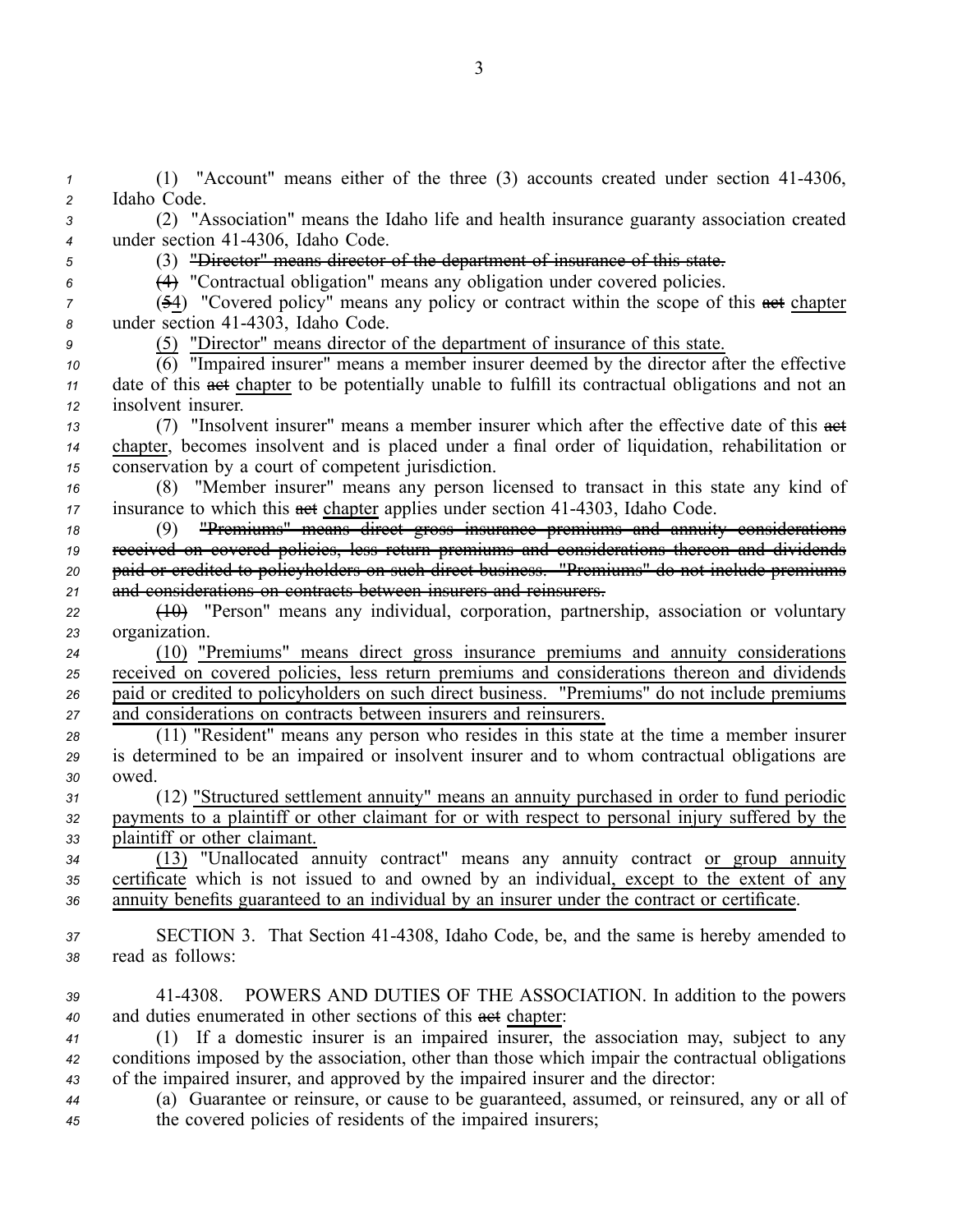(1) "Account" means either of the three (3) accounts created under section 41-4306, Idaho Code.

(2) "Association" means the Idaho life and health insurance guaranty association created under section 41-4306, Idaho Code.

(3) ~~"Director" means director of the department of insurance of this state.~~

~~(4)~~ "Contractual obligation" means any obligation under covered policies.

(~~5~~4) "Covered policy" means any policy or contract within the scope of this ~~act~~ chapter under section 41-4303, Idaho Code.

(5) "Director" means director of the department of insurance of this state.

(6) "Impaired insurer" means a member insurer deemed by the director after the effective date of this ~~act~~ chapter to be potentially unable to fulfill its contractual obligations and not an insolvent insurer.

(7) "Insolvent insurer" means a member insurer which after the effective date of this ~~act~~ chapter, becomes insolvent and is placed under a final order of liquidation, rehabilitation or conservation by a court of competent jurisdiction.

(8) "Member insurer" means any person licensed to transact in this state any kind of insurance to which this ~~act~~ chapter applies under section 41-4303, Idaho Code.

(9) ~~"Premiums" means direct gross insurance premiums and annuity considerations received on covered policies, less return premiums and considerations thereon and dividends paid or credited to policyholders on such direct business. "Premiums" do not include premiums and considerations on contracts between insurers and reinsurers.~~

~~(10)~~ "Person" means any individual, corporation, partnership, association or voluntary organization.

(10) "Premiums" means direct gross insurance premiums and annuity considerations received on covered policies, less return premiums and considerations thereon and dividends paid or credited to policyholders on such direct business. "Premiums" do not include premiums and considerations on contracts between insurers and reinsurers.

(11) "Resident" means any person who resides in this state at the time a member insurer is determined to be an impaired or insolvent insurer and to whom contractual obligations are owed.

(12) "Structured settlement annuity" means an annuity purchased in order to fund periodic payments to a plaintiff or other claimant for or with respect to personal injury suffered by the plaintiff or other claimant.

(13) "Unallocated annuity contract" means any annuity contract or group annuity certificate which is not issued to and owned by an individual, except to the extent of any annuity benefits guaranteed to an individual by an insurer under the contract or certificate.

SECTION 3. That Section 41-4308, Idaho Code, be, and the same is hereby amended to read as follows:

41-4308. POWERS AND DUTIES OF THE ASSOCIATION. In addition to the powers and duties enumerated in other sections of this ~~act~~ chapter:

(1) If a domestic insurer is an impaired insurer, the association may, subject to any conditions imposed by the association, other than those which impair the contractual obligations of the impaired insurer, and approved by the impaired insurer and the director:

(a) Guarantee or reinsure, or cause to be guaranteed, assumed, or reinsured, any or all of the covered policies of residents of the impaired insurers;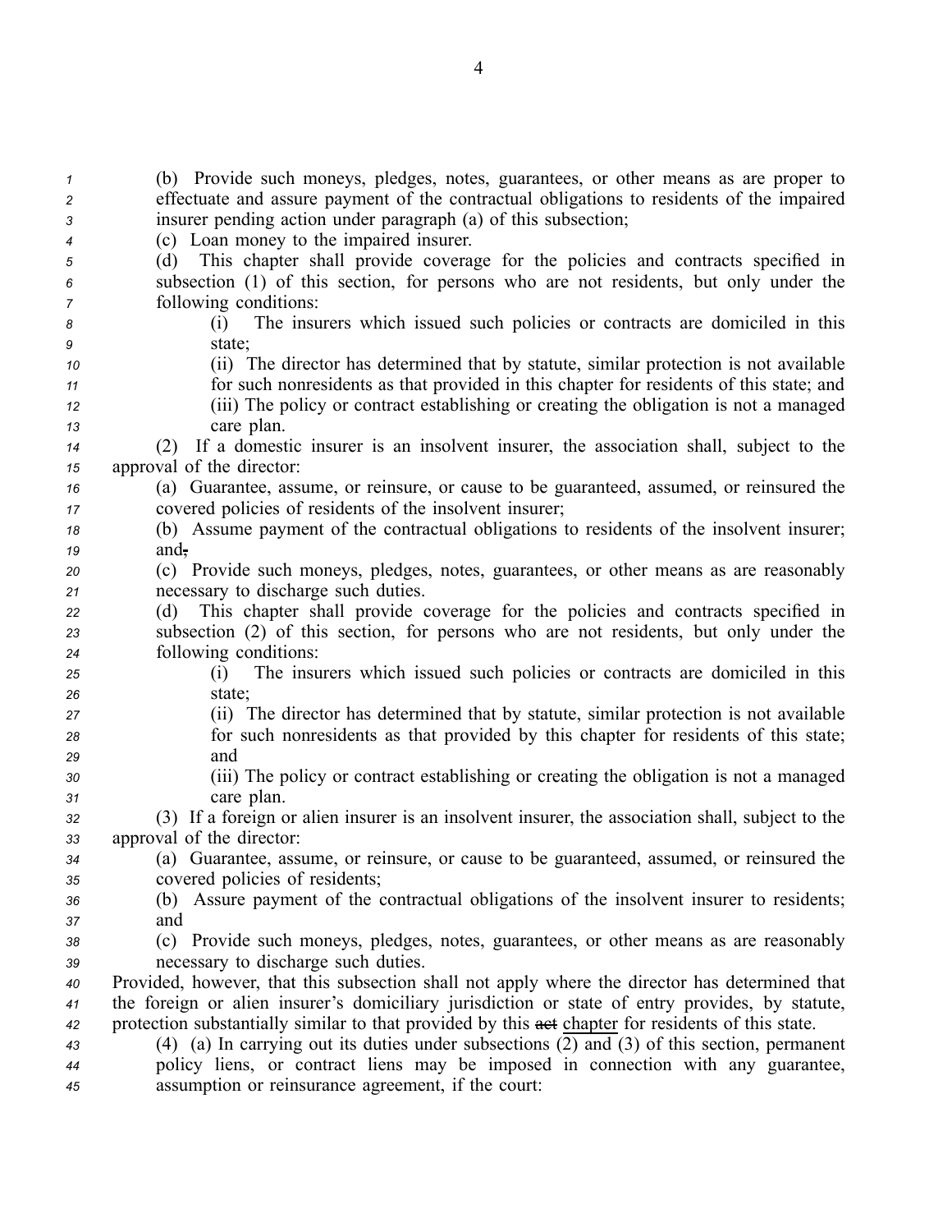(b) Provide such moneys, pledges, notes, guarantees, or other means as are proper to effectuate and assure payment of the contractual obligations to residents of the impaired insurer pending action under paragraph (a) of this subsection;

(c) Loan money to the impaired insurer.

(d) This chapter shall provide coverage for the policies and contracts specified in subsection (1) of this section, for persons who are not residents, but only under the following conditions:

(i) The insurers which issued such policies or contracts are domiciled in this state;

(ii) The director has determined that by statute, similar protection is not available for such nonresidents as that provided in this chapter for residents of this state; and

(iii) The policy or contract establishing or creating the obligation is not a managed care plan.

(2) If a domestic insurer is an insolvent insurer, the association shall, subject to the approval of the director:

(a) Guarantee, assume, or reinsure, or cause to be guaranteed, assumed, or reinsured the covered policies of residents of the insolvent insurer;

(b) Assume payment of the contractual obligations to residents of the insolvent insurer; and~~,~~

(c) Provide such moneys, pledges, notes, guarantees, or other means as are reasonably necessary to discharge such duties.

(d) This chapter shall provide coverage for the policies and contracts specified in subsection (2) of this section, for persons who are not residents, but only under the following conditions:

(i) The insurers which issued such policies or contracts are domiciled in this state;

(ii) The director has determined that by statute, similar protection is not available for such nonresidents as that provided by this chapter for residents of this state; and

(iii) The policy or contract establishing or creating the obligation is not a managed care plan.

(3) If a foreign or alien insurer is an insolvent insurer, the association shall, subject to the approval of the director:

(a) Guarantee, assume, or reinsure, or cause to be guaranteed, assumed, or reinsured the covered policies of residents;

(b) Assure payment of the contractual obligations of the insolvent insurer to residents; and

(c) Provide such moneys, pledges, notes, guarantees, or other means as are reasonably necessary to discharge such duties.

Provided, however, that this subsection shall not apply where the director has determined that the foreign or alien insurer's domiciliary jurisdiction or state of entry provides, by statute, protection substantially similar to that provided by this ~~act~~ chapter for residents of this state.

(4) (a) In carrying out its duties under subsections (2) and (3) of this section, permanent policy liens, or contract liens may be imposed in connection with any guarantee, assumption or reinsurance agreement, if the court: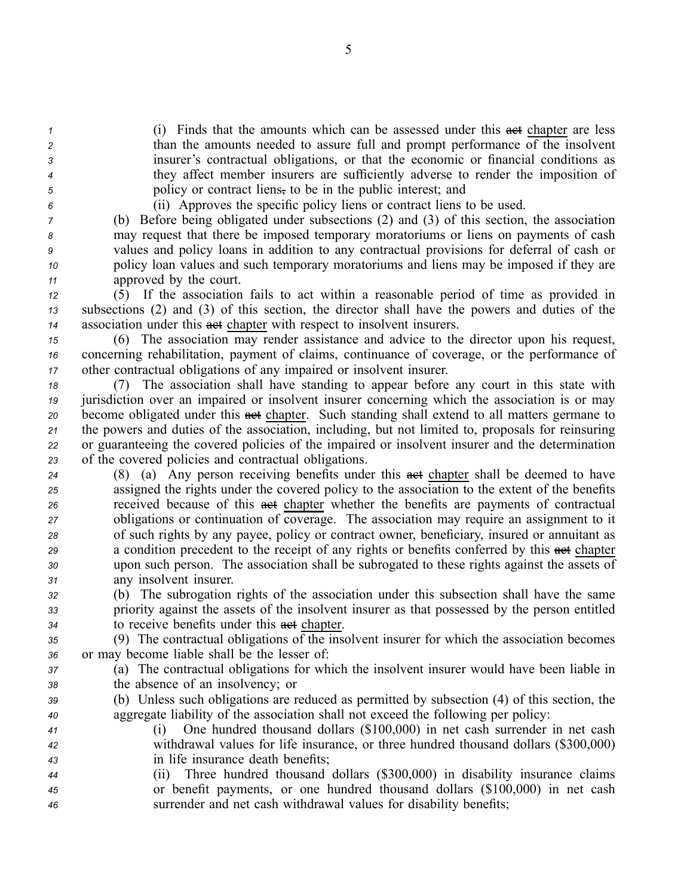(i) Finds that the amounts which can be assessed under this ~~act~~ chapter are less than the amounts needed to assure full and prompt performance of the insolvent insurer's contractual obligations, or that the economic or financial conditions as they affect member insurers are sufficiently adverse to render the imposition of policy or contract liens~~,~~ to be in the public interest; and

(ii) Approves the specific policy liens or contract liens to be used.

(b) Before being obligated under subsections (2) and (3) of this section, the association may request that there be imposed temporary moratoriums or liens on payments of cash values and policy loans in addition to any contractual provisions for deferral of cash or policy loan values and such temporary moratoriums and liens may be imposed if they are approved by the court.

(5) If the association fails to act within a reasonable period of time as provided in subsections (2) and (3) of this section, the director shall have the powers and duties of the association under this ~~act~~ chapter with respect to insolvent insurers.

(6) The association may render assistance and advice to the director upon his request, concerning rehabilitation, payment of claims, continuance of coverage, or the performance of other contractual obligations of any impaired or insolvent insurer.

(7) The association shall have standing to appear before any court in this state with jurisdiction over an impaired or insolvent insurer concerning which the association is or may become obligated under this ~~act~~ chapter. Such standing shall extend to all matters germane to the powers and duties of the association, including, but not limited to, proposals for reinsuring or guaranteeing the covered policies of the impaired or insolvent insurer and the determination of the covered policies and contractual obligations.

(8) (a) Any person receiving benefits under this ~~act~~ chapter shall be deemed to have assigned the rights under the covered policy to the association to the extent of the benefits received because of this ~~act~~ chapter whether the benefits are payments of contractual obligations or continuation of coverage. The association may require an assignment to it of such rights by any payee, policy or contract owner, beneficiary, insured or annuitant as a condition precedent to the receipt of any rights or benefits conferred by this ~~act~~ chapter upon such person. The association shall be subrogated to these rights against the assets of any insolvent insurer.

(b) The subrogation rights of the association under this subsection shall have the same priority against the assets of the insolvent insurer as that possessed by the person entitled to receive benefits under this ~~act~~ chapter.

(9) The contractual obligations of the insolvent insurer for which the association becomes or may become liable shall be the lesser of:

(a) The contractual obligations for which the insolvent insurer would have been liable in the absence of an insolvency; or

(b) Unless such obligations are reduced as permitted by subsection (4) of this section, the aggregate liability of the association shall not exceed the following per policy:

(i) One hundred thousand dollars ($100,000) in net cash surrender in net cash withdrawal values for life insurance, or three hundred thousand dollars ($300,000) in life insurance death benefits;

(ii) Three hundred thousand dollars ($300,000) in disability insurance claims or benefit payments, or one hundred thousand dollars ($100,000) in net cash surrender and net cash withdrawal values for disability benefits;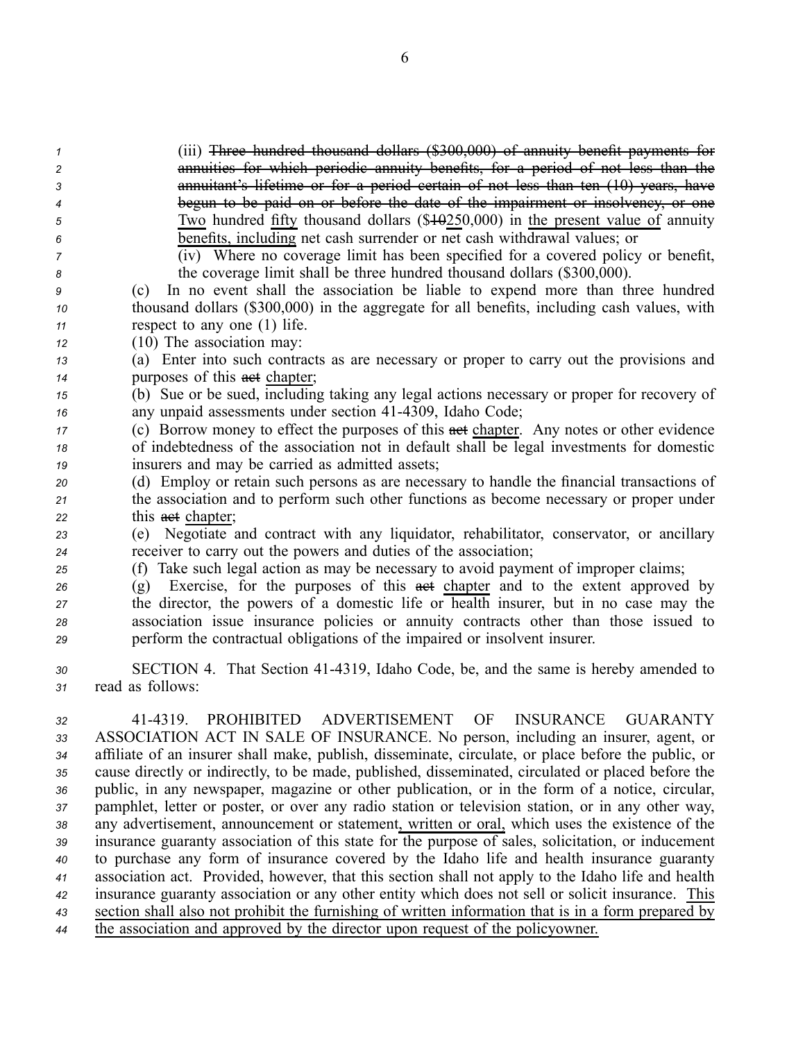(iii) ~~Three hundred thousand dollars ($300,000) of annuity benefit payments for annuities for which periodic annuity benefits, for a period of not less than the annuitant's lifetime or for a period certain of not less than ten (10) years, have begun to be paid on or before the date of the impairment or insolvency, or one~~ Two hundred fifty thousand dollars ($~~10~~250,000) in the present value of annuity benefits, including net cash surrender or net cash withdrawal values; or

(iv) Where no coverage limit has been specified for a covered policy or benefit, the coverage limit shall be three hundred thousand dollars ($300,000).

(c) In no event shall the association be liable to expend more than three hundred thousand dollars ($300,000) in the aggregate for all benefits, including cash values, with respect to any one (1) life.

(10) The association may:

(a) Enter into such contracts as are necessary or proper to carry out the provisions and purposes of this ~~act~~ chapter;

(b) Sue or be sued, including taking any legal actions necessary or proper for recovery of any unpaid assessments under section 41-4309, Idaho Code;

(c) Borrow money to effect the purposes of this ~~act~~ chapter. Any notes or other evidence of indebtedness of the association not in default shall be legal investments for domestic insurers and may be carried as admitted assets;

(d) Employ or retain such persons as are necessary to handle the financial transactions of the association and to perform such other functions as become necessary or proper under this ~~act~~ chapter;

(e) Negotiate and contract with any liquidator, rehabilitator, conservator, or ancillary receiver to carry out the powers and duties of the association;

(f) Take such legal action as may be necessary to avoid payment of improper claims;

(g) Exercise, for the purposes of this ~~act~~ chapter and to the extent approved by the director, the powers of a domestic life or health insurer, but in no case may the association issue insurance policies or annuity contracts other than those issued to perform the contractual obligations of the impaired or insolvent insurer.

SECTION 4. That Section 41-4319, Idaho Code, be, and the same is hereby amended to read as follows:

41-4319. PROHIBITED ADVERTISEMENT OF INSURANCE GUARANTY ASSOCIATION ACT IN SALE OF INSURANCE. No person, including an insurer, agent, or affiliate of an insurer shall make, publish, disseminate, circulate, or place before the public, or cause directly or indirectly, to be made, published, disseminated, circulated or placed before the public, in any newspaper, magazine or other publication, or in the form of a notice, circular, pamphlet, letter or poster, or over any radio station or television station, or in any other way, any advertisement, announcement or statement, written or oral, which uses the existence of the insurance guaranty association of this state for the purpose of sales, solicitation, or inducement to purchase any form of insurance covered by the Idaho life and health insurance guaranty association act. Provided, however, that this section shall not apply to the Idaho life and health insurance guaranty association or any other entity which does not sell or solicit insurance. This section shall also not prohibit the furnishing of written information that is in a form prepared by the association and approved by the director upon request of the policyowner.